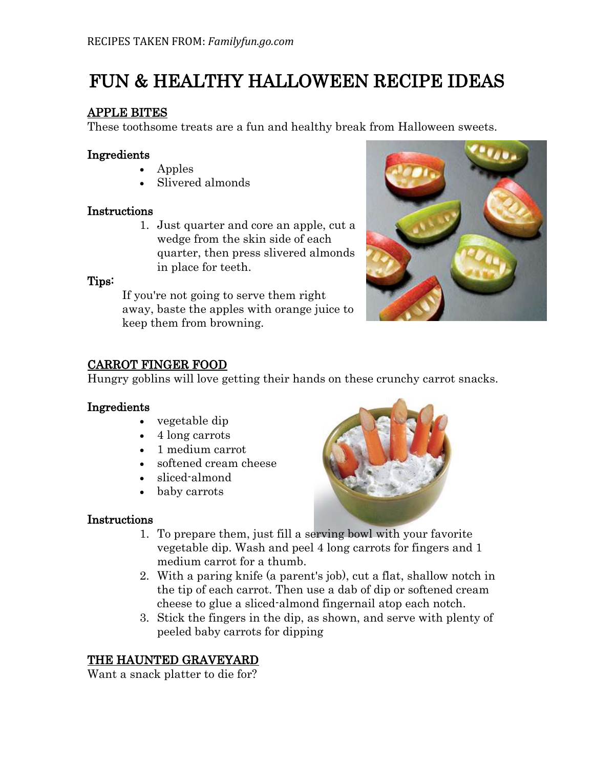RECIPES TAKEN FROM: *Familyfun.go.com*

# FUN & HEALTHY HALLOWEEN RECIPE IDEAS

## APPLE BITES

These toothsome treats are a fun and healthy break from Halloween sweets.

### Ingredients

- Apples
- Slivered almonds

### Instructions

1. Just quarter and core an apple, cut a wedge from the skin side of each quarter, then press slivered almonds in place for teeth.

### Tips:

If you're not going to serve them right away, baste the apples with orange juice to keep them from browning.

## CARROT FINGER FOOD

Hungry goblins will love getting their hands on these crunchy carrot snacks.

### Ingredients

- vegetable dip
- 4 long carrots
- 1 medium carrot
- softened cream cheese
- sliced-almond
- baby carrots

### Instructions

1. To prepare them, just fill a serving bowl with your favorite vegetable dip. Wash and peel 4 long carrots for fingers and 1 medium carrot for a thumb.
2. With a paring knife (a parent's job), cut a flat, shallow notch in the tip of each carrot. Then use a dab of dip or softened cream cheese to glue a sliced-almond fingernail atop each notch.
3. Stick the fingers in the dip, as shown, and serve with plenty of peeled baby carrots for dipping

## THE HAUNTED GRAVEYARD

Want a snack platter to die for?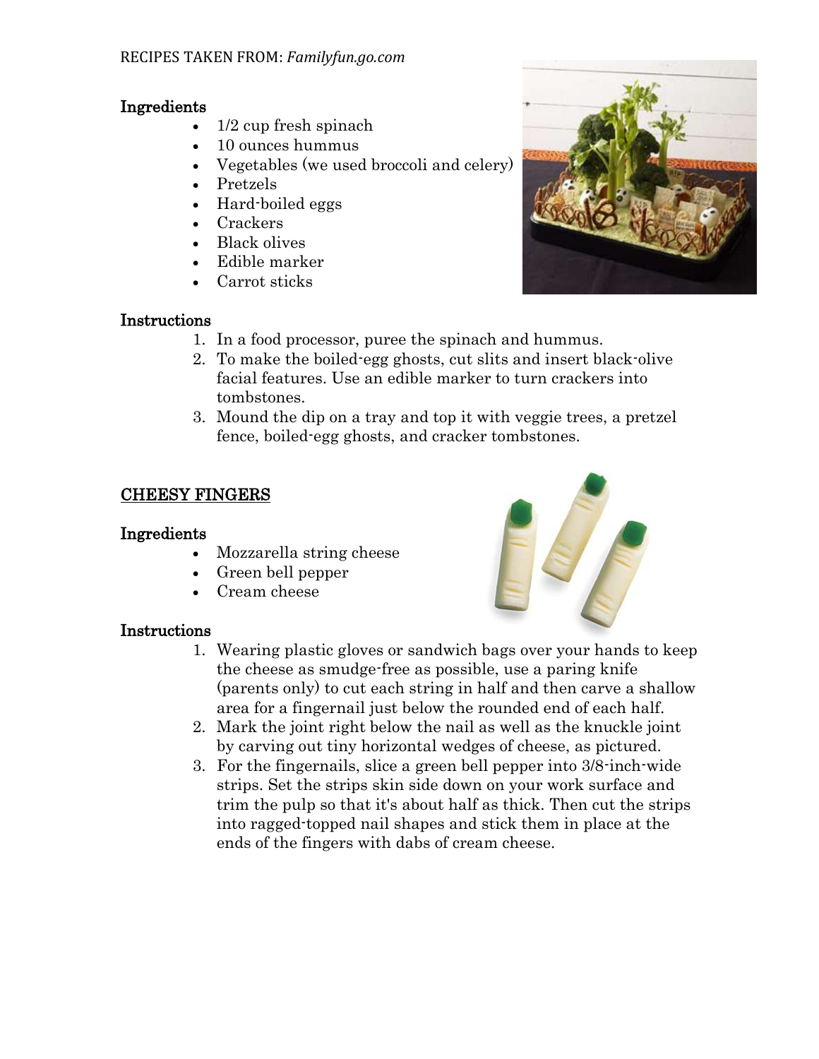RECIPES TAKEN FROM: *Familyfun.go.com*

### Ingredients

- 1/2 cup fresh spinach
- 10 ounces hummus
- Vegetables (we used broccoli and celery)
- Pretzels
- Hard-boiled eggs
- Crackers
- Black olives
- Edible marker
- Carrot sticks

### Instructions

1. In a food processor, puree the spinach and hummus.
2. To make the boiled-egg ghosts, cut slits and insert black-olive facial features. Use an edible marker to turn crackers into tombstones.
3. Mound the dip on a tray and top it with veggie trees, a pretzel fence, boiled-egg ghosts, and cracker tombstones.

## CHEESY FINGERS

### Ingredients

- Mozzarella string cheese
- Green bell pepper
- Cream cheese

### Instructions

1. Wearing plastic gloves or sandwich bags over your hands to keep the cheese as smudge-free as possible, use a paring knife (parents only) to cut each string in half and then carve a shallow area for a fingernail just below the rounded end of each half.
2. Mark the joint right below the nail as well as the knuckle joint by carving out tiny horizontal wedges of cheese, as pictured.
3. For the fingernails, slice a green bell pepper into 3/8-inch-wide strips. Set the strips skin side down on your work surface and trim the pulp so that it's about half as thick. Then cut the strips into ragged-topped nail shapes and stick them in place at the ends of the fingers with dabs of cream cheese.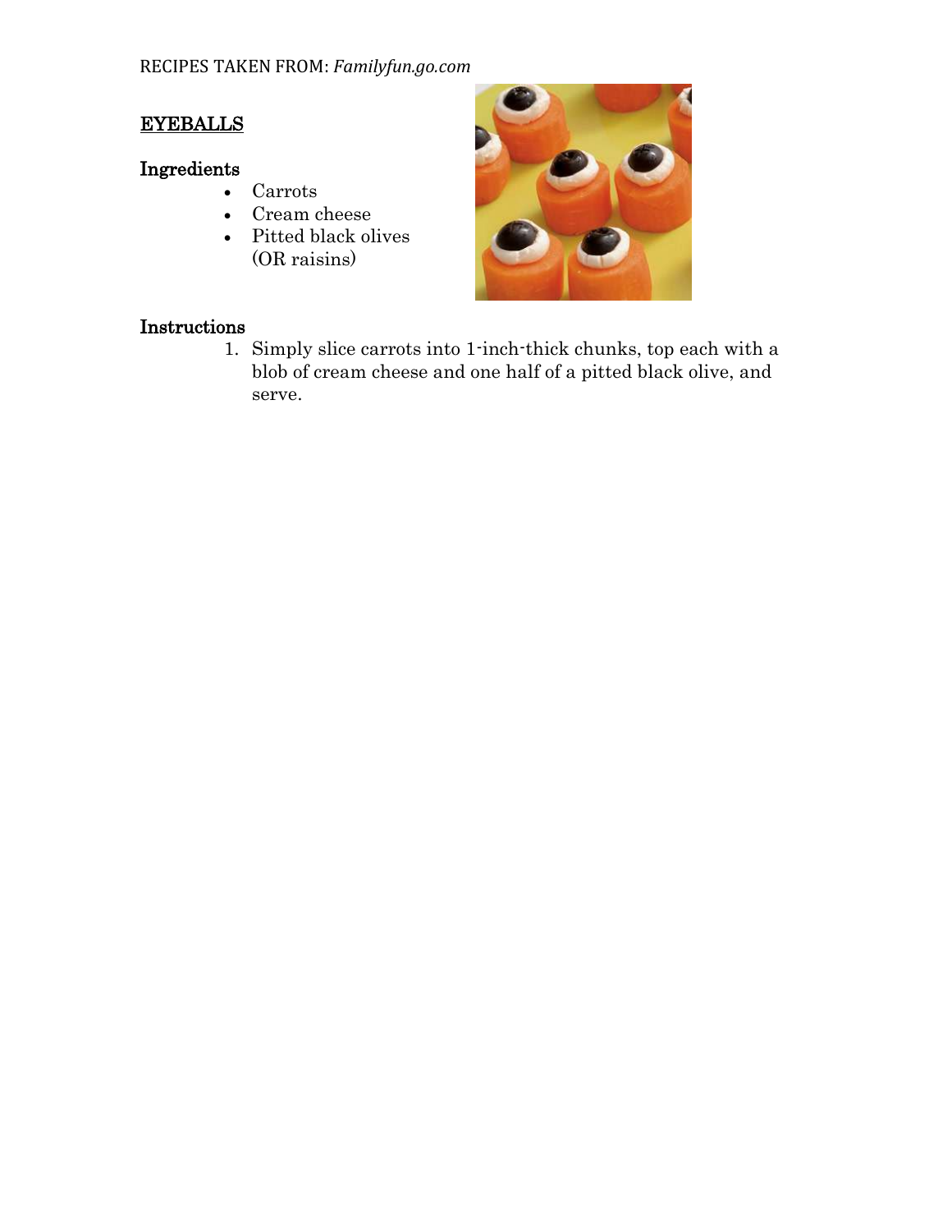RECIPES TAKEN FROM: *Familyfun.go.com*

## EYEBALLS

### Ingredients

- Carrots
- Cream cheese
- Pitted black olives (OR raisins)

### Instructions

1. Simply slice carrots into 1-inch-thick chunks, top each with a blob of cream cheese and one half of a pitted black olive, and serve.